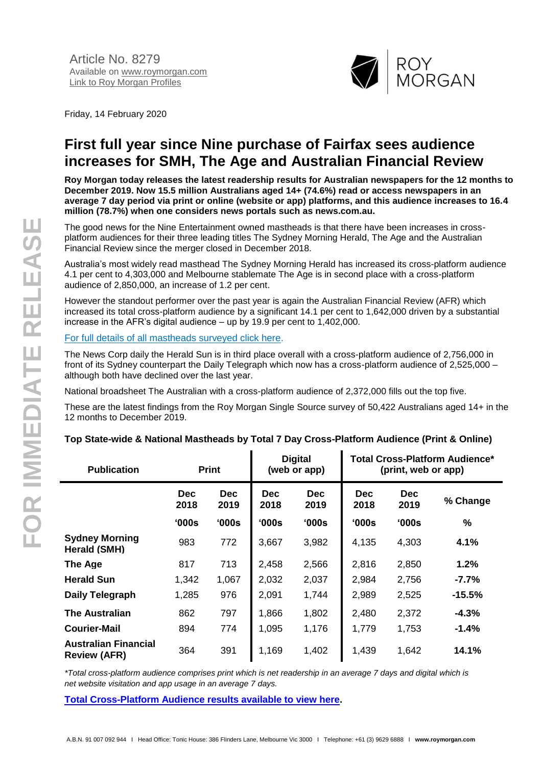Article No. 8279
Available on www.roymorgan.com
Link to Roy Morgan Profiles

ROY MORGAN

Friday, 14 February 2020

# First full year since Nine purchase of Fairfax sees audience increases for SMH, The Age and Australian Financial Review

**Roy Morgan today releases the latest readership results for Australian newspapers for the 12 months to December 2019. Now 15.5 million Australians aged 14+ (74.6%) read or access newspapers in an average 7 day period via print or online (website or app) platforms, and this audience increases to 16.4 million (78.7%) when one considers news portals such as news.com.au.**

The good news for the Nine Entertainment owned mastheads is that there have been increases in cross-platform audiences for their three leading titles The Sydney Morning Herald, The Age and the Australian Financial Review since the merger closed in December 2018.

Australia's most widely read masthead The Sydney Morning Herald has increased its cross-platform audience 4.1 per cent to 4,303,000 and Melbourne stablemate The Age is in second place with a cross-platform audience of 2,850,000, an increase of 1.2 per cent.

However the standout performer over the past year is again the Australian Financial Review (AFR) which increased its total cross-platform audience by a significant 14.1 per cent to 1,642,000 driven by a substantial increase in the AFR's digital audience – up by 19.9 per cent to 1,402,000.

For full details of all mastheads surveyed click here.

The News Corp daily the Herald Sun is in third place overall with a cross-platform audience of 2,756,000 in front of its Sydney counterpart the Daily Telegraph which now has a cross-platform audience of 2,525,000 – although both have declined over the last year.

National broadsheet The Australian with a cross-platform audience of 2,372,000 fills out the top five.

These are the latest findings from the Roy Morgan Single Source survey of 50,422 Australians aged 14+ in the 12 months to December 2019.

### Top State-wide & National Mastheads by Total 7 Day Cross-Platform Audience (Print & Online)

| Publication | Print | | Digital (web or app) | | Total Cross-Platform Audience* (print, web or app) | | |
|---|---|---|---|---|---|---|---|
| | Dec 2018 | Dec 2019 | Dec 2018 | Dec 2019 | Dec 2018 | Dec 2019 | % Change |
| | '000s | '000s | '000s | '000s | '000s | '000s | % |
| **Sydney Morning Herald (SMH)** | 983 | 772 | 3,667 | 3,982 | 4,135 | 4,303 | **4.1%** |
| **The Age** | 817 | 713 | 2,458 | 2,566 | 2,816 | 2,850 | **1.2%** |
| **Herald Sun** | 1,342 | 1,067 | 2,032 | 2,037 | 2,984 | 2,756 | **-7.7%** |
| **Daily Telegraph** | 1,285 | 976 | 2,091 | 1,744 | 2,989 | 2,525 | **-15.5%** |
| **The Australian** | 862 | 797 | 1,866 | 1,802 | 2,480 | 2,372 | **-4.3%** |
| **Courier-Mail** | 894 | 774 | 1,095 | 1,176 | 1,779 | 1,753 | **-1.4%** |
| **Australian Financial Review (AFR)** | 364 | 391 | 1,169 | 1,402 | 1,439 | 1,642 | **14.1%** |

*\*Total cross-platform audience comprises print which is net readership in an average 7 days and digital which is net website visitation and app usage in an average 7 days.*

**Total Cross-Platform Audience results available to view here.**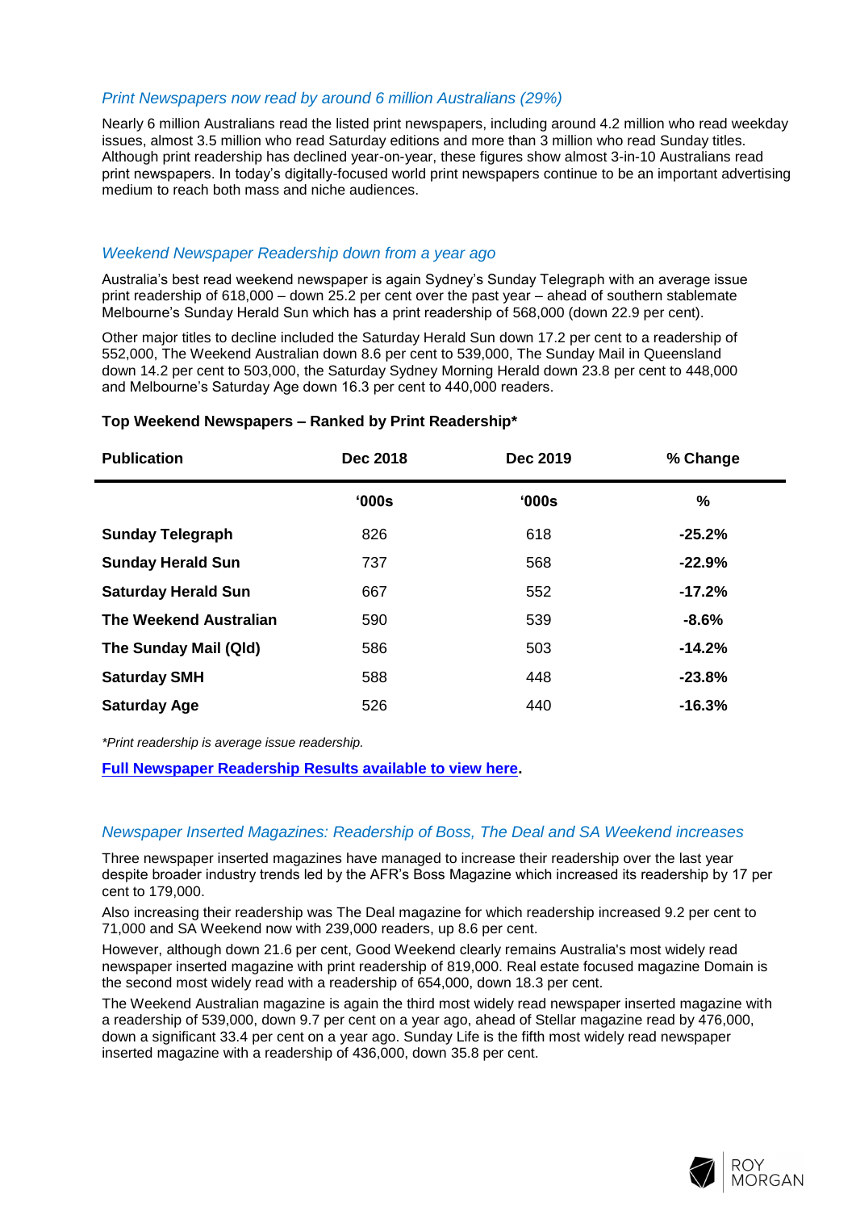### *Print Newspapers now read by around 6 million Australians (29%)*

Nearly 6 million Australians read the listed print newspapers, including around 4.2 million who read weekday issues, almost 3.5 million who read Saturday editions and more than 3 million who read Sunday titles. Although print readership has declined year-on-year, these figures show almost 3-in-10 Australians read print newspapers. In today's digitally-focused world print newspapers continue to be an important advertising medium to reach both mass and niche audiences.

### *Weekend Newspaper Readership down from a year ago*

Australia's best read weekend newspaper is again Sydney's Sunday Telegraph with an average issue print readership of 618,000 – down 25.2 per cent over the past year – ahead of southern stablemate Melbourne's Sunday Herald Sun which has a print readership of 568,000 (down 22.9 per cent).

Other major titles to decline included the Saturday Herald Sun down 17.2 per cent to a readership of 552,000, The Weekend Australian down 8.6 per cent to 539,000, The Sunday Mail in Queensland down 14.2 per cent to 503,000, the Saturday Sydney Morning Herald down 23.8 per cent to 448,000 and Melbourne's Saturday Age down 16.3 per cent to 440,000 readers.

**Top Weekend Newspapers – Ranked by Print Readership***

| Publication | Dec 2018 | Dec 2019 | % Change |
|---|---|---|---|
| | '000s | '000s | % |
| **Sunday Telegraph** | 826 | 618 | **-25.2%** |
| **Sunday Herald Sun** | 737 | 568 | **-22.9%** |
| **Saturday Herald Sun** | 667 | 552 | **-17.2%** |
| **The Weekend Australian** | 590 | 539 | **-8.6%** |
| **The Sunday Mail (Qld)** | 586 | 503 | **-14.2%** |
| **Saturday SMH** | 588 | 448 | **-23.8%** |
| **Saturday Age** | 526 | 440 | **-16.3%** |

*\*Print readership is average issue readership.*

**Full Newspaper Readership Results available to view here.**

### *Newspaper Inserted Magazines: Readership of Boss, The Deal and SA Weekend increases*

Three newspaper inserted magazines have managed to increase their readership over the last year despite broader industry trends led by the AFR's Boss Magazine which increased its readership by 17 per cent to 179,000.

Also increasing their readership was The Deal magazine for which readership increased 9.2 per cent to 71,000 and SA Weekend now with 239,000 readers, up 8.6 per cent.

However, although down 21.6 per cent, Good Weekend clearly remains Australia's most widely read newspaper inserted magazine with print readership of 819,000. Real estate focused magazine Domain is the second most widely read with a readership of 654,000, down 18.3 per cent.

The Weekend Australian magazine is again the third most widely read newspaper inserted magazine with a readership of 539,000, down 9.7 per cent on a year ago, ahead of Stellar magazine read by 476,000, down a significant 33.4 per cent on a year ago. Sunday Life is the fifth most widely read newspaper inserted magazine with a readership of 436,000, down 35.8 per cent.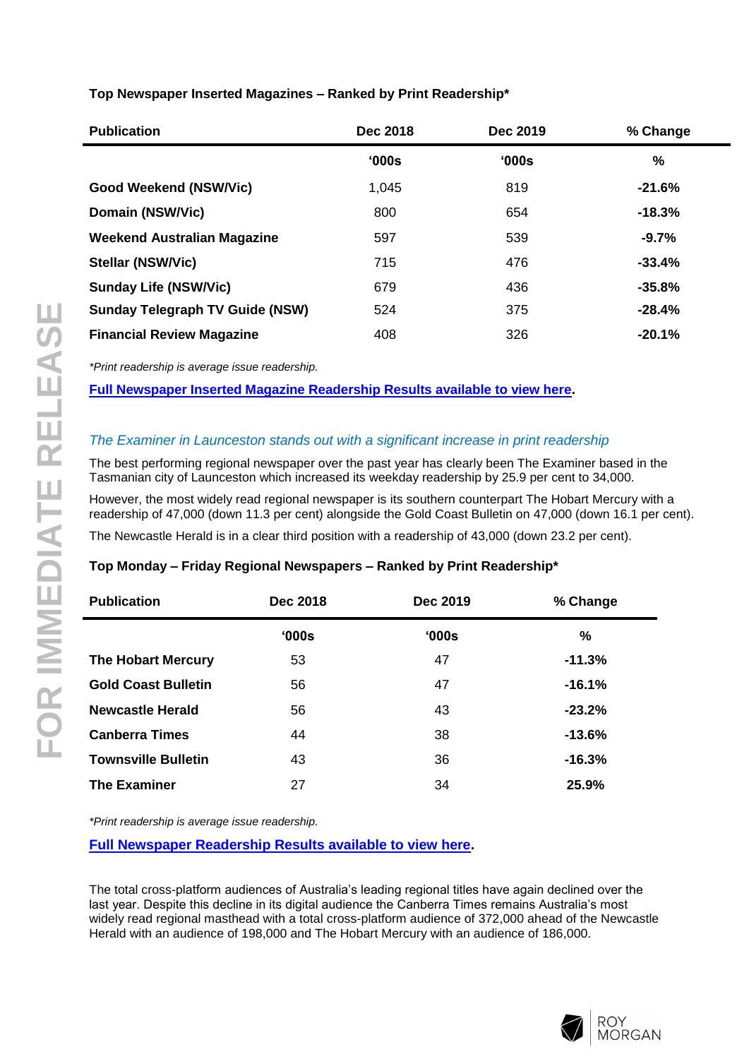**Top Newspaper Inserted Magazines – Ranked by Print Readership***

| Publication | Dec 2018 | Dec 2019 | % Change |
|---|---|---|---|
| | ‘000s | ‘000s | % |
| **Good Weekend (NSW/Vic)** | 1,045 | 819 | **-21.6%** |
| **Domain (NSW/Vic)** | 800 | 654 | **-18.3%** |
| **Weekend Australian Magazine** | 597 | 539 | **-9.7%** |
| **Stellar (NSW/Vic)** | 715 | 476 | **-33.4%** |
| **Sunday Life (NSW/Vic)** | 679 | 436 | **-35.8%** |
| **Sunday Telegraph TV Guide (NSW)** | 524 | 375 | **-28.4%** |
| **Financial Review Magazine** | 408 | 326 | **-20.1%** |

*\*Print readership is average issue readership.*

**Full Newspaper Inserted Magazine Readership Results available to view here.**

## *The Examiner in Launceston stands out with a significant increase in print readership*

The best performing regional newspaper over the past year has clearly been The Examiner based in the Tasmanian city of Launceston which increased its weekday readership by 25.9 per cent to 34,000.

However, the most widely read regional newspaper is its southern counterpart The Hobart Mercury with a readership of 47,000 (down 11.3 per cent) alongside the Gold Coast Bulletin on 47,000 (down 16.1 per cent).

The Newcastle Herald is in a clear third position with a readership of 43,000 (down 23.2 per cent).

**Top Monday – Friday Regional Newspapers – Ranked by Print Readership***

| Publication | Dec 2018 | Dec 2019 | % Change |
|---|---|---|---|
| | ‘000s | ‘000s | % |
| **The Hobart Mercury** | 53 | 47 | **-11.3%** |
| **Gold Coast Bulletin** | 56 | 47 | **-16.1%** |
| **Newcastle Herald** | 56 | 43 | **-23.2%** |
| **Canberra Times** | 44 | 38 | **-13.6%** |
| **Townsville Bulletin** | 43 | 36 | **-16.3%** |
| **The Examiner** | 27 | 34 | **25.9%** |

*\*Print readership is average issue readership.*

**Full Newspaper Readership Results available to view here.**

The total cross-platform audiences of Australia’s leading regional titles have again declined over the last year. Despite this decline in its digital audience the Canberra Times remains Australia’s most widely read regional masthead with a total cross-platform audience of 372,000 ahead of the Newcastle Herald with an audience of 198,000 and The Hobart Mercury with an audience of 186,000.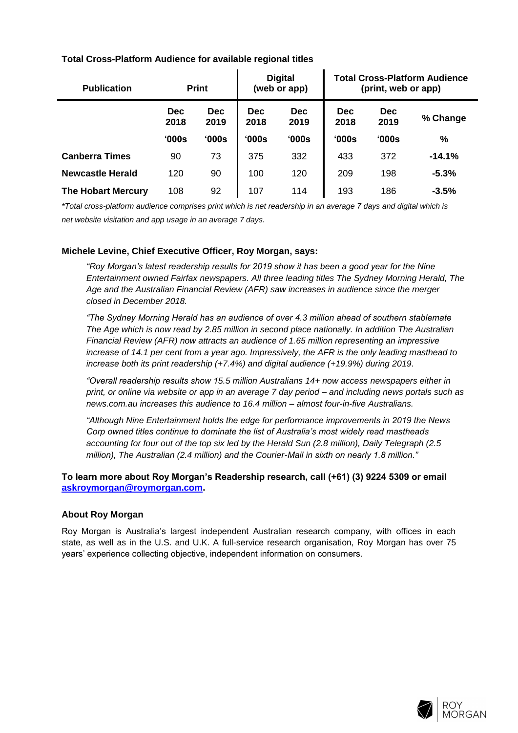**Total Cross-Platform Audience for available regional titles**

| Publication | Print | | Digital (web or app) | | Total Cross-Platform Audience (print, web or app) | | |
|---|---|---|---|---|---|---|---|
| | Dec 2018 | Dec 2019 | Dec 2018 | Dec 2019 | Dec 2018 | Dec 2019 | % Change |
| | '000s | '000s | '000s | '000s | '000s | '000s | % |
| **Canberra Times** | 90 | 73 | 375 | 332 | 433 | 372 | **-14.1%** |
| **Newcastle Herald** | 120 | 90 | 100 | 120 | 209 | 198 | **-5.3%** |
| **The Hobart Mercury** | 108 | 92 | 107 | 114 | 193 | 186 | **-3.5%** |

*\*Total cross-platform audience comprises print which is net readership in an average 7 days and digital which is net website visitation and app usage in an average 7 days.*

**Michele Levine, Chief Executive Officer, Roy Morgan, says:**

*"Roy Morgan's latest readership results for 2019 show it has been a good year for the Nine Entertainment owned Fairfax newspapers. All three leading titles The Sydney Morning Herald, The Age and the Australian Financial Review (AFR) saw increases in audience since the merger closed in December 2018.*

*"The Sydney Morning Herald has an audience of over 4.3 million ahead of southern stablemate The Age which is now read by 2.85 million in second place nationally. In addition The Australian Financial Review (AFR) now attracts an audience of 1.65 million representing an impressive increase of 14.1 per cent from a year ago. Impressively, the AFR is the only leading masthead to increase both its print readership (+7.4%) and digital audience (+19.9%) during 2019.*

*"Overall readership results show 15.5 million Australians 14+ now access newspapers either in print, or online via website or app in an average 7 day period – and including news portals such as news.com.au increases this audience to 16.4 million – almost four-in-five Australians.*

*"Although Nine Entertainment holds the edge for performance improvements in 2019 the News Corp owned titles continue to dominate the list of Australia's most widely read mastheads accounting for four out of the top six led by the Herald Sun (2.8 million), Daily Telegraph (2.5 million), The Australian (2.4 million) and the Courier-Mail in sixth on nearly 1.8 million."*

**To learn more about Roy Morgan's Readership research, call (+61) (3) 9224 5309 or email askroymorgan@roymorgan.com.**

### About Roy Morgan

Roy Morgan is Australia's largest independent Australian research company, with offices in each state, as well as in the U.S. and U.K. A full-service research organisation, Roy Morgan has over 75 years' experience collecting objective, independent information on consumers.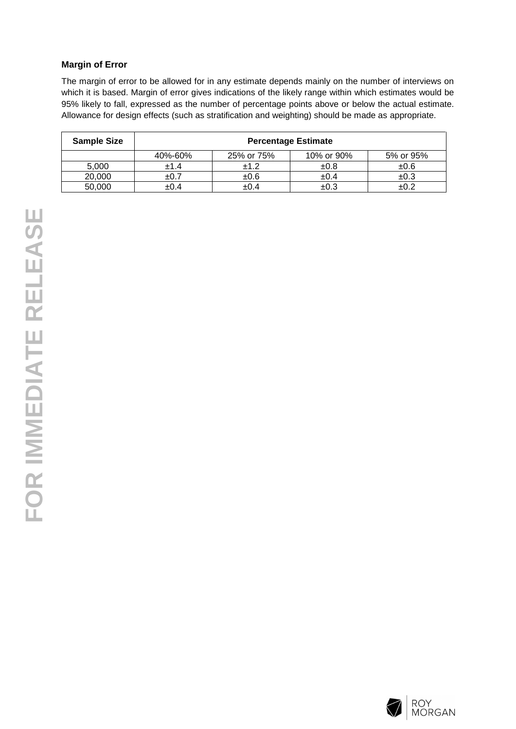### Margin of Error

The margin of error to be allowed for in any estimate depends mainly on the number of interviews on which it is based. Margin of error gives indications of the likely range within which estimates would be 95% likely to fall, expressed as the number of percentage points above or below the actual estimate. Allowance for design effects (such as stratification and weighting) should be made as appropriate.

| Sample Size | Percentage Estimate | | | |
|---|---|---|---|---|
| | 40%-60% | 25% or 75% | 10% or 90% | 5% or 95% |
| 5,000 | ±1.4 | ±1.2 | ±0.8 | ±0.6 |
| 20,000 | ±0.7 | ±0.6 | ±0.4 | ±0.3 |
| 50,000 | ±0.4 | ±0.4 | ±0.3 | ±0.2 |